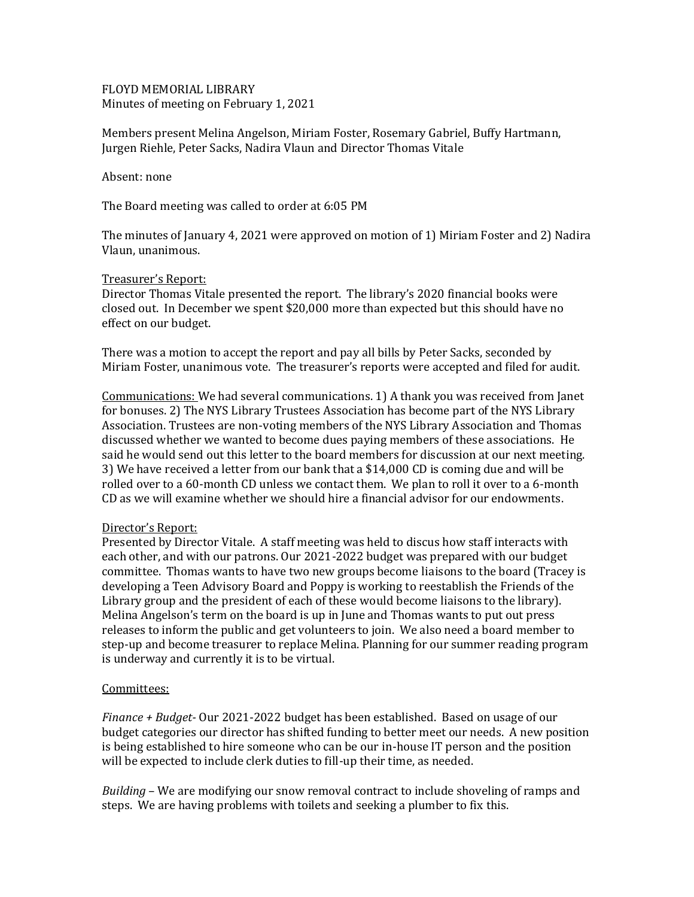FLOYD MEMORIAL LIBRARY
Minutes of meeting on February 1, 2021

Members present Melina Angelson, Miriam Foster, Rosemary Gabriel, Buffy Hartmann, Jurgen Riehle, Peter Sacks, Nadira Vlaun and Director Thomas Vitale

Absent: none

The Board meeting was called to order at 6:05 PM

The minutes of January 4, 2021 were approved on motion of 1) Miriam Foster and 2) Nadira Vlaun, unanimous.

Treasurer's Report:
Director Thomas Vitale presented the report. The library's 2020 financial books were closed out. In December we spent $20,000 more than expected but this should have no effect on our budget.

There was a motion to accept the report and pay all bills by Peter Sacks, seconded by Miriam Foster, unanimous vote. The treasurer's reports were accepted and filed for audit.

Communications: We had several communications. 1) A thank you was received from Janet for bonuses. 2) The NYS Library Trustees Association has become part of the NYS Library Association. Trustees are non-voting members of the NYS Library Association and Thomas discussed whether we wanted to become dues paying members of these associations. He said he would send out this letter to the board members for discussion at our next meeting. 3) We have received a letter from our bank that a $14,000 CD is coming due and will be rolled over to a 60-month CD unless we contact them. We plan to roll it over to a 6-month CD as we will examine whether we should hire a financial advisor for our endowments.

Director's Report:
Presented by Director Vitale. A staff meeting was held to discus how staff interacts with each other, and with our patrons. Our 2021-2022 budget was prepared with our budget committee. Thomas wants to have two new groups become liaisons to the board (Tracey is developing a Teen Advisory Board and Poppy is working to reestablish the Friends of the Library group and the president of each of these would become liaisons to the library). Melina Angelson's term on the board is up in June and Thomas wants to put out press releases to inform the public and get volunteers to join. We also need a board member to step-up and become treasurer to replace Melina. Planning for our summer reading program is underway and currently it is to be virtual.

Committees:

*Finance + Budget*- Our 2021-2022 budget has been established. Based on usage of our budget categories our director has shifted funding to better meet our needs. A new position is being established to hire someone who can be our in-house IT person and the position will be expected to include clerk duties to fill-up their time, as needed.

*Building* – We are modifying our snow removal contract to include shoveling of ramps and steps. We are having problems with toilets and seeking a plumber to fix this.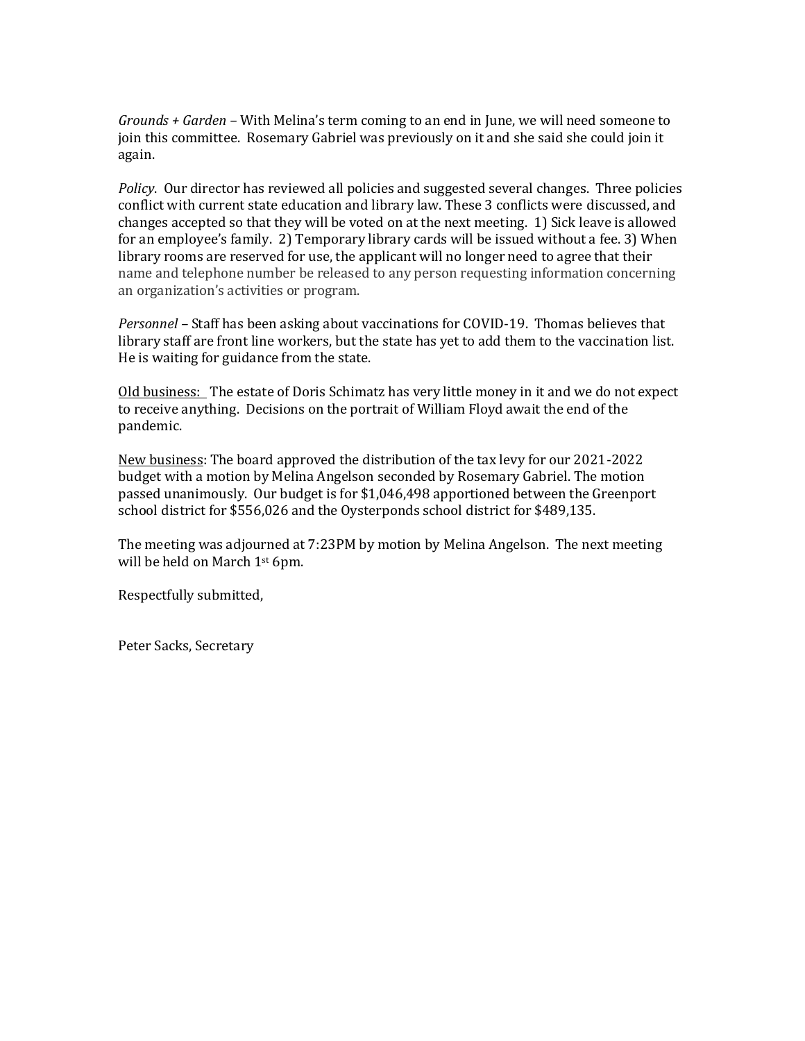*Grounds + Garden* – With Melina's term coming to an end in June, we will need someone to join this committee. Rosemary Gabriel was previously on it and she said she could join it again.

*Policy*. Our director has reviewed all policies and suggested several changes. Three policies conflict with current state education and library law. These 3 conflicts were discussed, and changes accepted so that they will be voted on at the next meeting. 1) Sick leave is allowed for an employee's family. 2) Temporary library cards will be issued without a fee. 3) When library rooms are reserved for use, the applicant will no longer need to agree that their name and telephone number be released to any person requesting information concerning an organization's activities or program.

*Personnel* – Staff has been asking about vaccinations for COVID-19. Thomas believes that library staff are front line workers, but the state has yet to add them to the vaccination list. He is waiting for guidance from the state.

<u>Old business:</u> The estate of Doris Schimatz has very little money in it and we do not expect to receive anything. Decisions on the portrait of William Floyd await the end of the pandemic.

<u>New business</u>: The board approved the distribution of the tax levy for our 2021-2022 budget with a motion by Melina Angelson seconded by Rosemary Gabriel. The motion passed unanimously. Our budget is for $1,046,498 apportioned between the Greenport school district for $556,026 and the Oysterponds school district for $489,135.

The meeting was adjourned at 7:23PM by motion by Melina Angelson. The next meeting will be held on March 1st 6pm.

Respectfully submitted,

Peter Sacks, Secretary